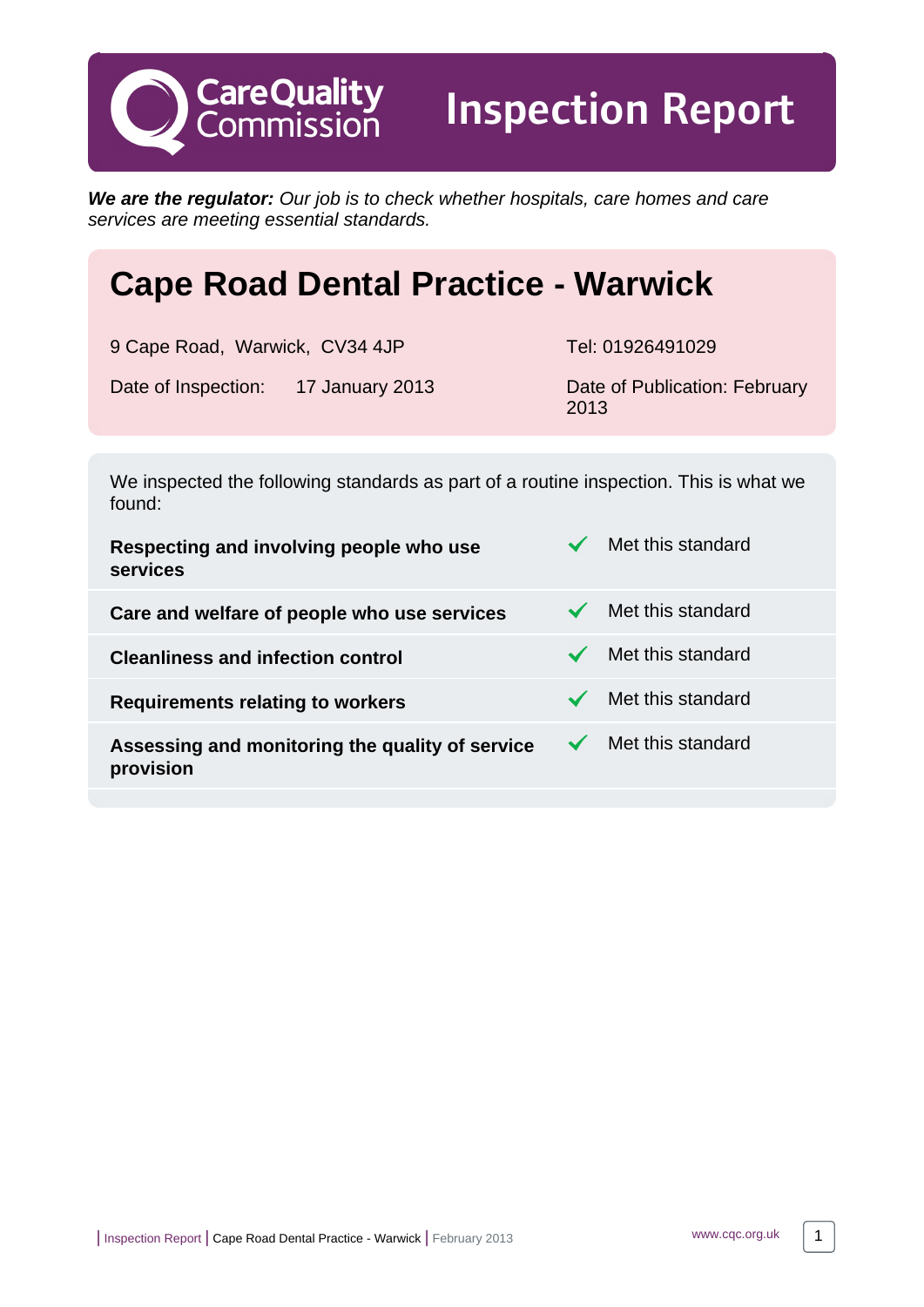# Care Quality Commission — Inspection Report

***We are the regulator:*** *Our job is to check whether hospitals, care homes and care services are meeting essential standards.*

## Cape Road Dental Practice - Warwick

9 Cape Road, Warwick, CV34 4JP

Tel: 01926491029

Date of Inspection: 17 January 2013

Date of Publication: February 2013

We inspected the following standards as part of a routine inspection. This is what we found:

| Standard | Result |
|---|---|
| **Respecting and involving people who use services** | ✓ Met this standard |
| **Care and welfare of people who use services** | ✓ Met this standard |
| **Cleanliness and infection control** | ✓ Met this standard |
| **Requirements relating to workers** | ✓ Met this standard |
| **Assessing and monitoring the quality of service provision** | ✓ Met this standard |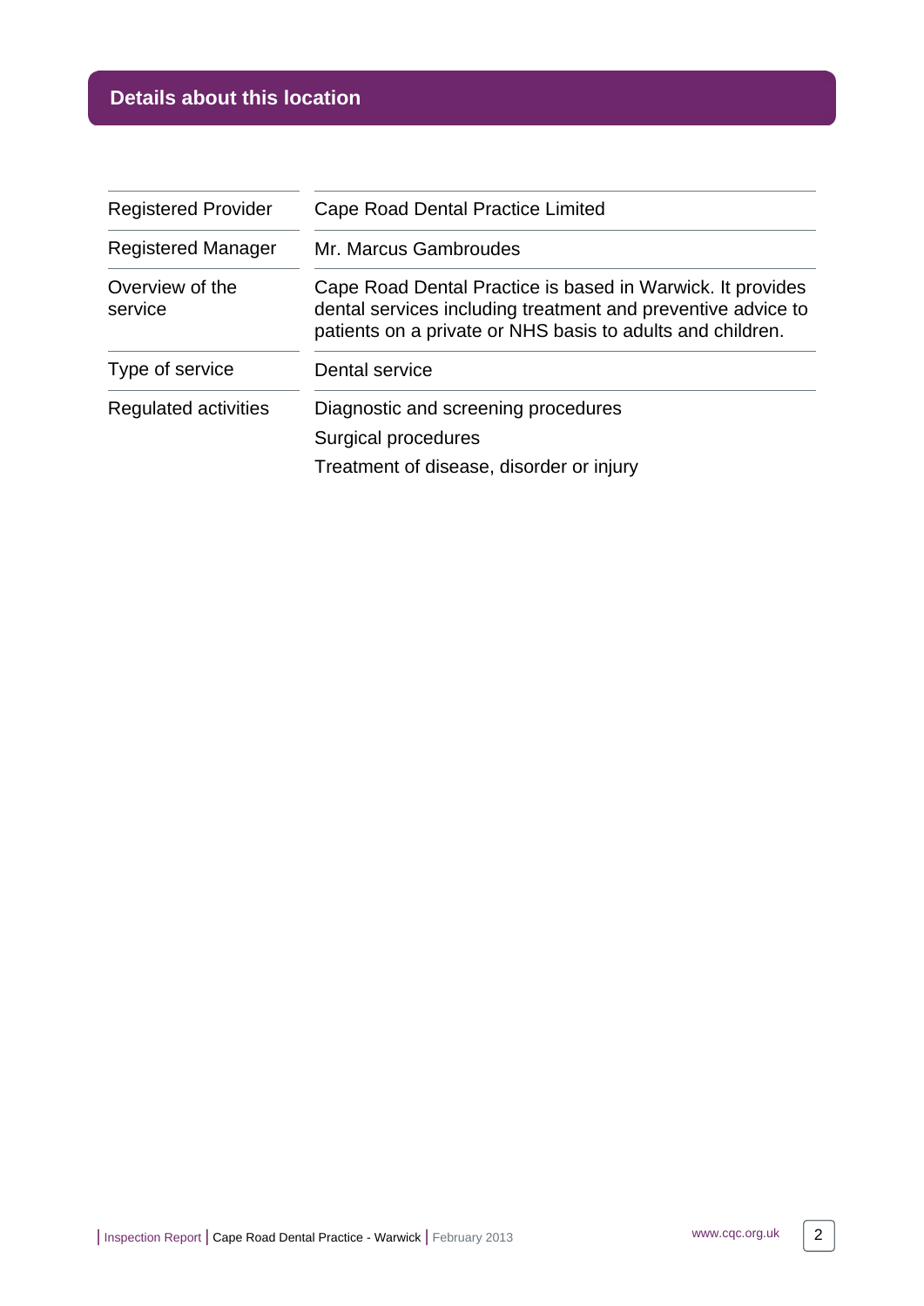## Details about this location

| | |
|---|---|
| Registered Provider | Cape Road Dental Practice Limited |
| Registered Manager | Mr. Marcus Gambroudes |
| Overview of the service | Cape Road Dental Practice is based in Warwick. It provides dental services including treatment and preventive advice to patients on a private or NHS basis to adults and children. |
| Type of service | Dental service |
| Regulated activities | Diagnostic and screening procedures<br>Surgical procedures<br>Treatment of disease, disorder or injury |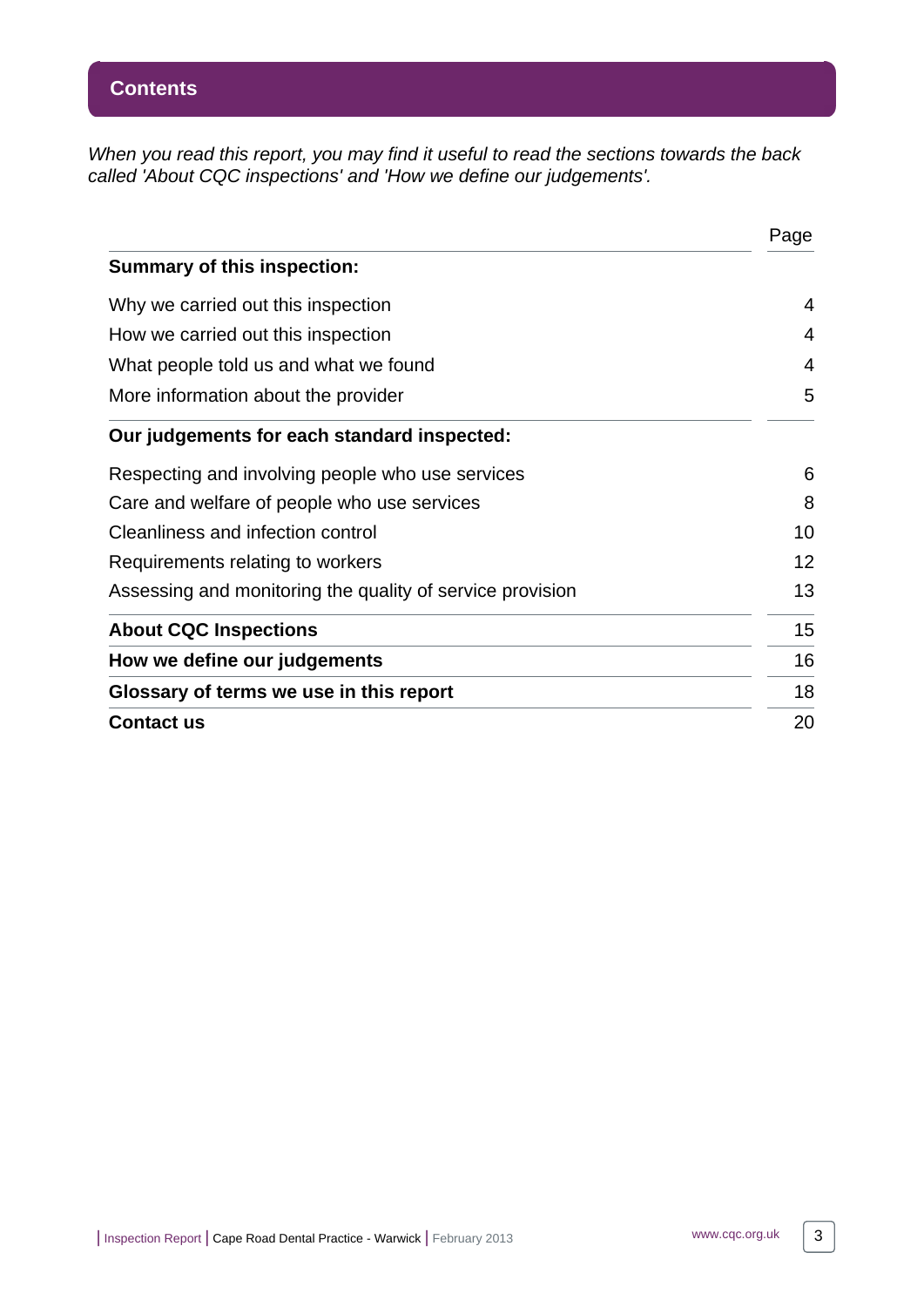## Contents

*When you read this report, you may find it useful to read the sections towards the back called 'About CQC inspections' and 'How we define our judgements'.*

| | Page |
|---|---|
| **Summary of this inspection:** | |
| Why we carried out this inspection | 4 |
| How we carried out this inspection | 4 |
| What people told us and what we found | 4 |
| More information about the provider | 5 |
| **Our judgements for each standard inspected:** | |
| Respecting and involving people who use services | 6 |
| Care and welfare of people who use services | 8 |
| Cleanliness and infection control | 10 |
| Requirements relating to workers | 12 |
| Assessing and monitoring the quality of service provision | 13 |
| **About CQC Inspections** | 15 |
| **How we define our judgements** | 16 |
| **Glossary of terms we use in this report** | 18 |
| **Contact us** | 20 |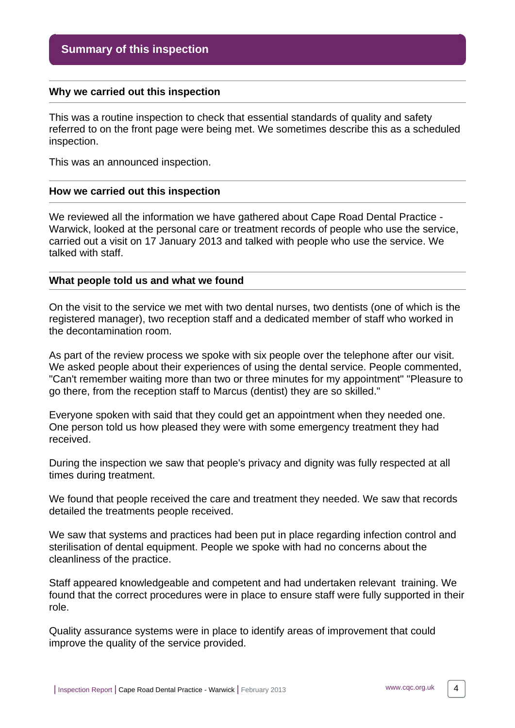## Summary of this inspection

### Why we carried out this inspection

This was a routine inspection to check that essential standards of quality and safety referred to on the front page were being met. We sometimes describe this as a scheduled inspection.

This was an announced inspection.

### How we carried out this inspection

We reviewed all the information we have gathered about Cape Road Dental Practice - Warwick, looked at the personal care or treatment records of people who use the service, carried out a visit on 17 January 2013 and talked with people who use the service. We talked with staff.

### What people told us and what we found

On the visit to the service we met with two dental nurses, two dentists (one of which is the registered manager), two reception staff and a dedicated member of staff who worked in the decontamination room.

As part of the review process we spoke with six people over the telephone after our visit. We asked people about their experiences of using the dental service. People commented, "Can't remember waiting more than two or three minutes for my appointment" "Pleasure to go there, from the reception staff to Marcus (dentist) they are so skilled."

Everyone spoken with said that they could get an appointment when they needed one. One person told us how pleased they were with some emergency treatment they had received.

During the inspection we saw that people's privacy and dignity was fully respected at all times during treatment.

We found that people received the care and treatment they needed. We saw that records detailed the treatments people received.

We saw that systems and practices had been put in place regarding infection control and sterilisation of dental equipment. People we spoke with had no concerns about the cleanliness of the practice.

Staff appeared knowledgeable and competent and had undertaken relevant training. We found that the correct procedures were in place to ensure staff were fully supported in their role.

Quality assurance systems were in place to identify areas of improvement that could improve the quality of the service provided.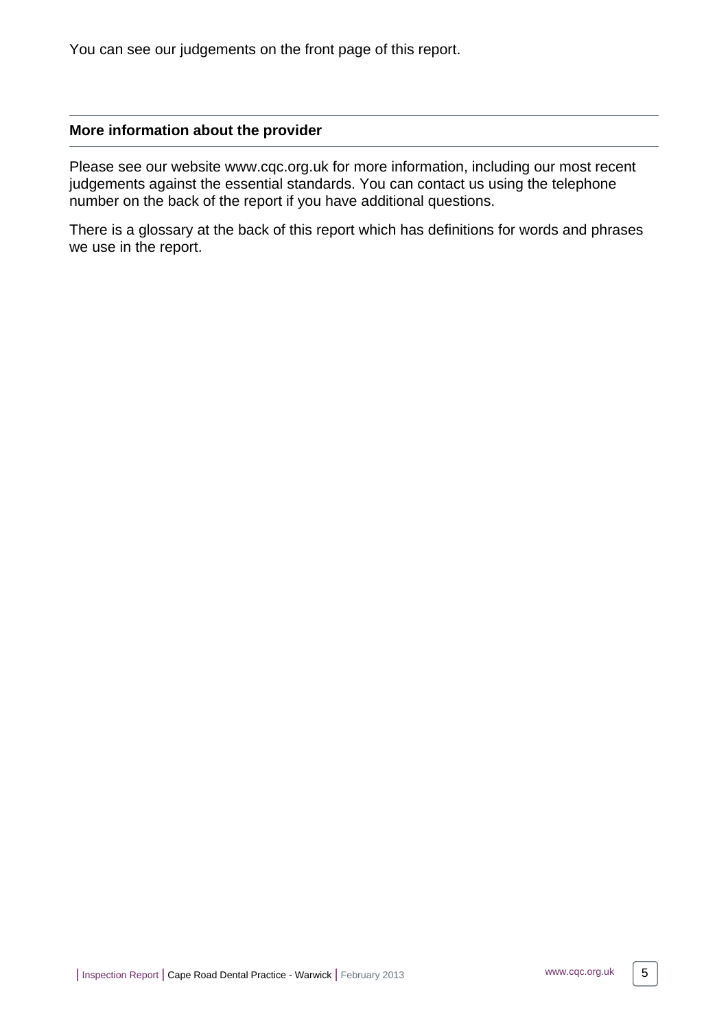You can see our judgements on the front page of this report.

---

**More information about the provider**

---

Please see our website www.cqc.org.uk for more information, including our most recent judgements against the essential standards. You can contact us using the telephone number on the back of the report if you have additional questions.

There is a glossary at the back of this report which has definitions for words and phrases we use in the report.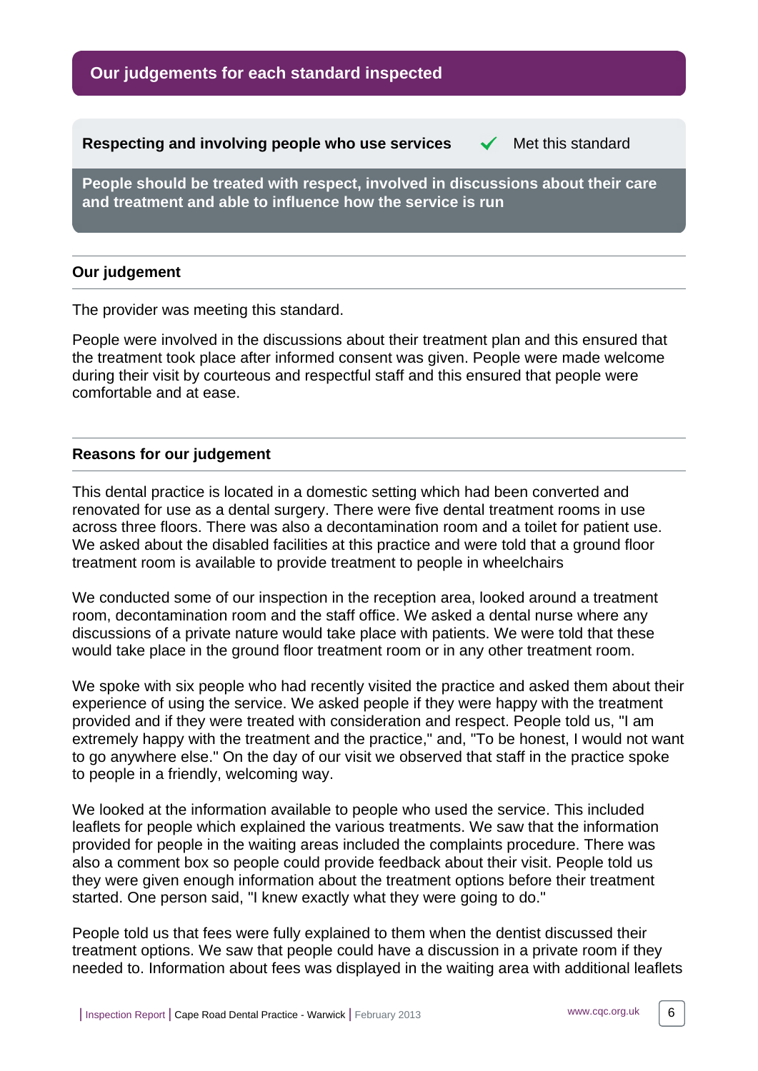## Our judgements for each standard inspected

### Respecting and involving people who use services ✓ Met this standard

**People should be treated with respect, involved in discussions about their care and treatment and able to influence how the service is run**

---

**Our judgement**

---

The provider was meeting this standard.

People were involved in the discussions about their treatment plan and this ensured that the treatment took place after informed consent was given. People were made welcome during their visit by courteous and respectful staff and this ensured that people were comfortable and at ease.

---

**Reasons for our judgement**

---

This dental practice is located in a domestic setting which had been converted and renovated for use as a dental surgery. There were five dental treatment rooms in use across three floors. There was also a decontamination room and a toilet for patient use. We asked about the disabled facilities at this practice and were told that a ground floor treatment room is available to provide treatment to people in wheelchairs

We conducted some of our inspection in the reception area, looked around a treatment room, decontamination room and the staff office. We asked a dental nurse where any discussions of a private nature would take place with patients. We were told that these would take place in the ground floor treatment room or in any other treatment room.

We spoke with six people who had recently visited the practice and asked them about their experience of using the service. We asked people if they were happy with the treatment provided and if they were treated with consideration and respect. People told us, "I am extremely happy with the treatment and the practice," and, "To be honest, I would not want to go anywhere else." On the day of our visit we observed that staff in the practice spoke to people in a friendly, welcoming way.

We looked at the information available to people who used the service. This included leaflets for people which explained the various treatments. We saw that the information provided for people in the waiting areas included the complaints procedure. There was also a comment box so people could provide feedback about their visit. People told us they were given enough information about the treatment options before their treatment started. One person said, "I knew exactly what they were going to do."

People told us that fees were fully explained to them when the dentist discussed their treatment options. We saw that people could have a discussion in a private room if they needed to. Information about fees was displayed in the waiting area with additional leaflets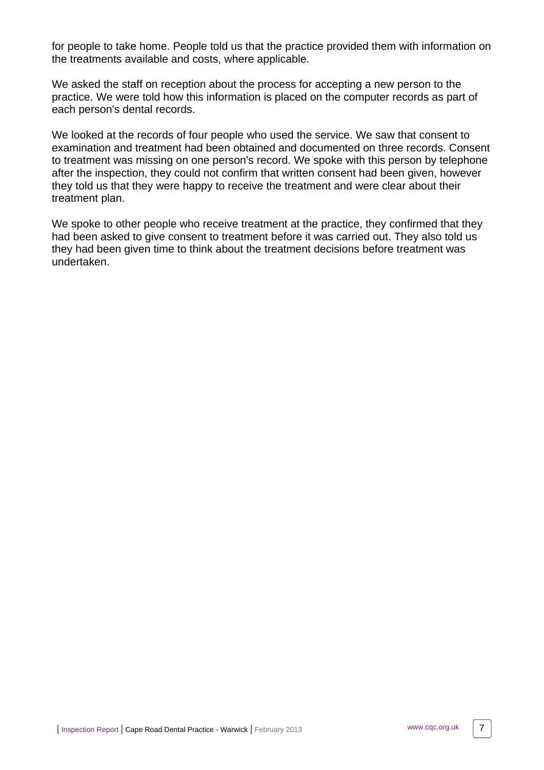for people to take home. People told us that the practice provided them with information on the treatments available and costs, where applicable.

We asked the staff on reception about the process for accepting a new person to the practice. We were told how this information is placed on the computer records as part of each person's dental records.

We looked at the records of four people who used the service. We saw that consent to examination and treatment had been obtained and documented on three records. Consent to treatment was missing on one person's record. We spoke with this person by telephone after the inspection, they could not confirm that written consent had been given, however they told us that they were happy to receive the treatment and were clear about their treatment plan.

We spoke to other people who receive treatment at the practice, they confirmed that they had been asked to give consent to treatment before it was carried out. They also told us they had been given time to think about the treatment decisions before treatment was undertaken.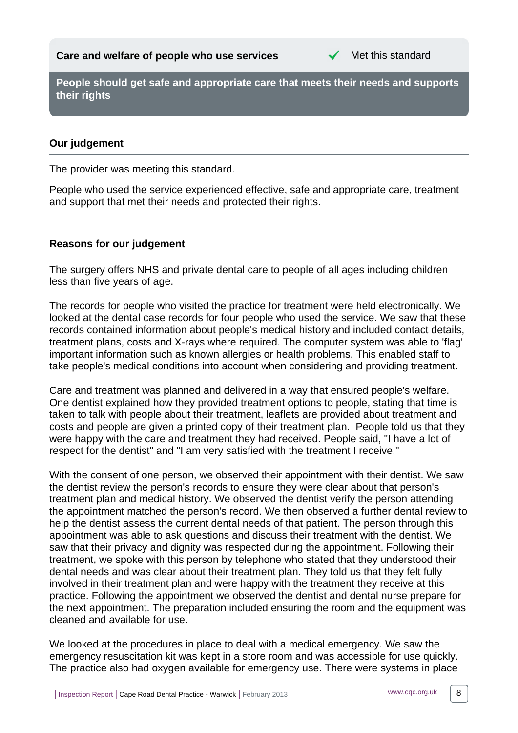**Care and welfare of people who use services** ✔ Met this standard

**People should get safe and appropriate care that meets their needs and supports their rights**

### Our judgement

The provider was meeting this standard.

People who used the service experienced effective, safe and appropriate care, treatment and support that met their needs and protected their rights.

### Reasons for our judgement

The surgery offers NHS and private dental care to people of all ages including children less than five years of age.

The records for people who visited the practice for treatment were held electronically. We looked at the dental case records for four people who used the service. We saw that these records contained information about people's medical history and included contact details, treatment plans, costs and X-rays where required. The computer system was able to 'flag' important information such as known allergies or health problems. This enabled staff to take people's medical conditions into account when considering and providing treatment.

Care and treatment was planned and delivered in a way that ensured people's welfare. One dentist explained how they provided treatment options to people, stating that time is taken to talk with people about their treatment, leaflets are provided about treatment and costs and people are given a printed copy of their treatment plan. People told us that they were happy with the care and treatment they had received. People said, "I have a lot of respect for the dentist" and "I am very satisfied with the treatment I receive."

With the consent of one person, we observed their appointment with their dentist. We saw the dentist review the person's records to ensure they were clear about that person's treatment plan and medical history. We observed the dentist verify the person attending the appointment matched the person's record. We then observed a further dental review to help the dentist assess the current dental needs of that patient. The person through this appointment was able to ask questions and discuss their treatment with the dentist. We saw that their privacy and dignity was respected during the appointment. Following their treatment, we spoke with this person by telephone who stated that they understood their dental needs and was clear about their treatment plan. They told us that they felt fully involved in their treatment plan and were happy with the treatment they receive at this practice. Following the appointment we observed the dentist and dental nurse prepare for the next appointment. The preparation included ensuring the room and the equipment was cleaned and available for use.

We looked at the procedures in place to deal with a medical emergency. We saw the emergency resuscitation kit was kept in a store room and was accessible for use quickly. The practice also had oxygen available for emergency use. There were systems in place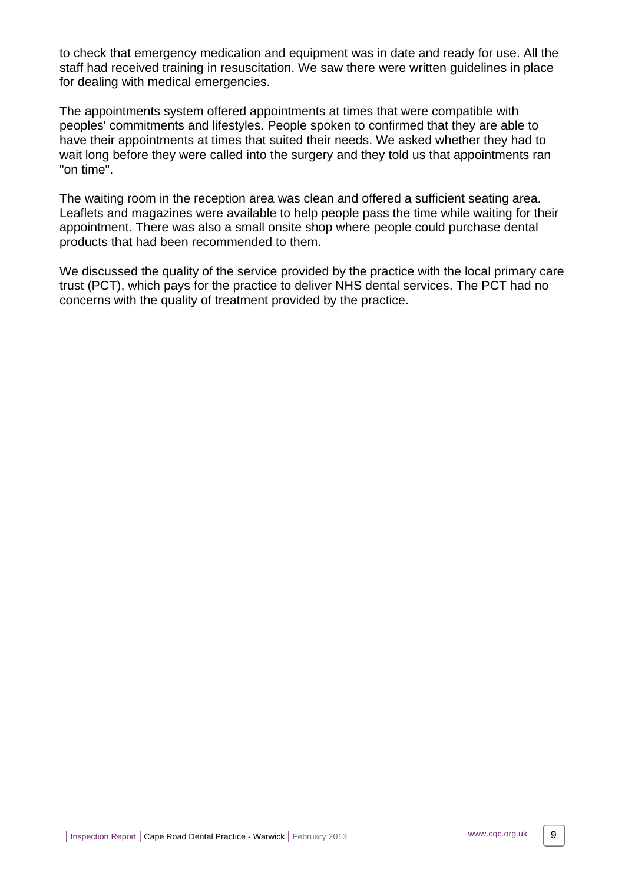to check that emergency medication and equipment was in date and ready for use. All the staff had received training in resuscitation. We saw there were written guidelines in place for dealing with medical emergencies.

The appointments system offered appointments at times that were compatible with peoples' commitments and lifestyles. People spoken to confirmed that they are able to have their appointments at times that suited their needs. We asked whether they had to wait long before they were called into the surgery and they told us that appointments ran "on time".

The waiting room in the reception area was clean and offered a sufficient seating area. Leaflets and magazines were available to help people pass the time while waiting for their appointment. There was also a small onsite shop where people could purchase dental products that had been recommended to them.

We discussed the quality of the service provided by the practice with the local primary care trust (PCT), which pays for the practice to deliver NHS dental services. The PCT had no concerns with the quality of treatment provided by the practice.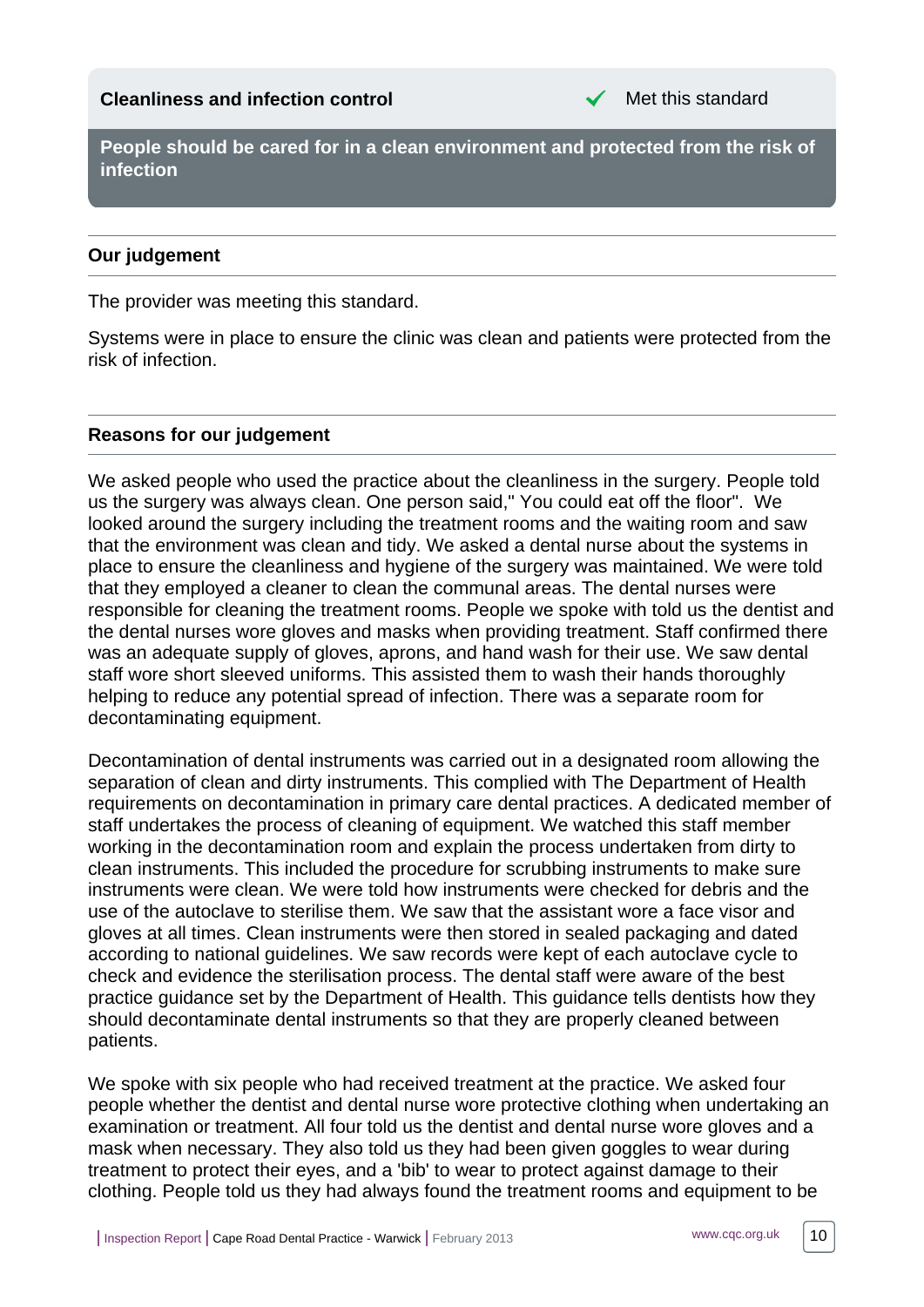**Cleanliness and infection control** ✔ Met this standard

**People should be cared for in a clean environment and protected from the risk of infection**

### Our judgement

The provider was meeting this standard.

Systems were in place to ensure the clinic was clean and patients were protected from the risk of infection.

### Reasons for our judgement

We asked people who used the practice about the cleanliness in the surgery. People told us the surgery was always clean. One person said," You could eat off the floor". We looked around the surgery including the treatment rooms and the waiting room and saw that the environment was clean and tidy. We asked a dental nurse about the systems in place to ensure the cleanliness and hygiene of the surgery was maintained. We were told that they employed a cleaner to clean the communal areas. The dental nurses were responsible for cleaning the treatment rooms. People we spoke with told us the dentist and the dental nurses wore gloves and masks when providing treatment. Staff confirmed there was an adequate supply of gloves, aprons, and hand wash for their use. We saw dental staff wore short sleeved uniforms. This assisted them to wash their hands thoroughly helping to reduce any potential spread of infection. There was a separate room for decontaminating equipment.

Decontamination of dental instruments was carried out in a designated room allowing the separation of clean and dirty instruments. This complied with The Department of Health requirements on decontamination in primary care dental practices. A dedicated member of staff undertakes the process of cleaning of equipment. We watched this staff member working in the decontamination room and explain the process undertaken from dirty to clean instruments. This included the procedure for scrubbing instruments to make sure instruments were clean. We were told how instruments were checked for debris and the use of the autoclave to sterilise them. We saw that the assistant wore a face visor and gloves at all times. Clean instruments were then stored in sealed packaging and dated according to national guidelines. We saw records were kept of each autoclave cycle to check and evidence the sterilisation process. The dental staff were aware of the best practice guidance set by the Department of Health. This guidance tells dentists how they should decontaminate dental instruments so that they are properly cleaned between patients.

We spoke with six people who had received treatment at the practice. We asked four people whether the dentist and dental nurse wore protective clothing when undertaking an examination or treatment. All four told us the dentist and dental nurse wore gloves and a mask when necessary. They also told us they had been given goggles to wear during treatment to protect their eyes, and a 'bib' to wear to protect against damage to their clothing. People told us they had always found the treatment rooms and equipment to be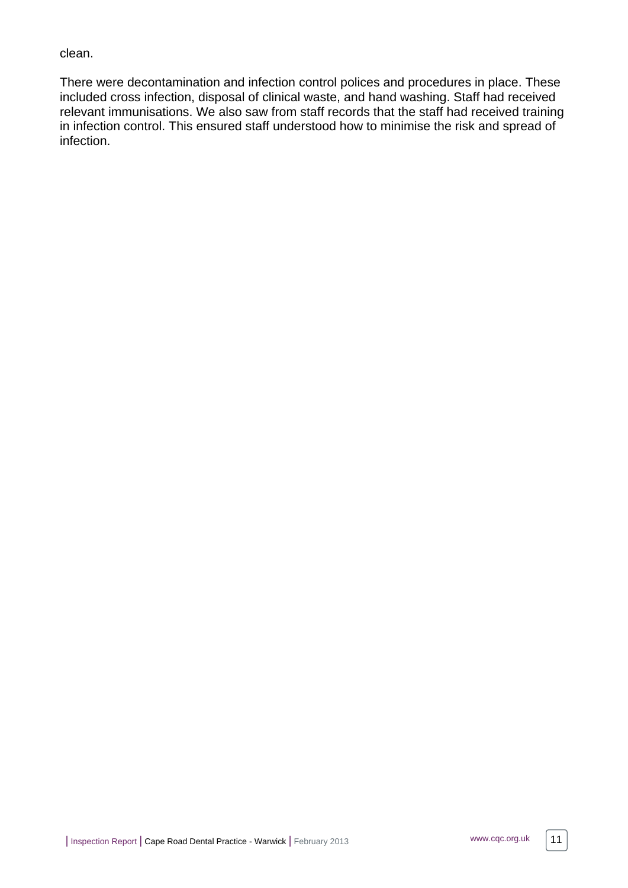clean.

There were decontamination and infection control polices and procedures in place. These included cross infection, disposal of clinical waste, and hand washing. Staff had received relevant immunisations. We also saw from staff records that the staff had received training in infection control. This ensured staff understood how to minimise the risk and spread of infection.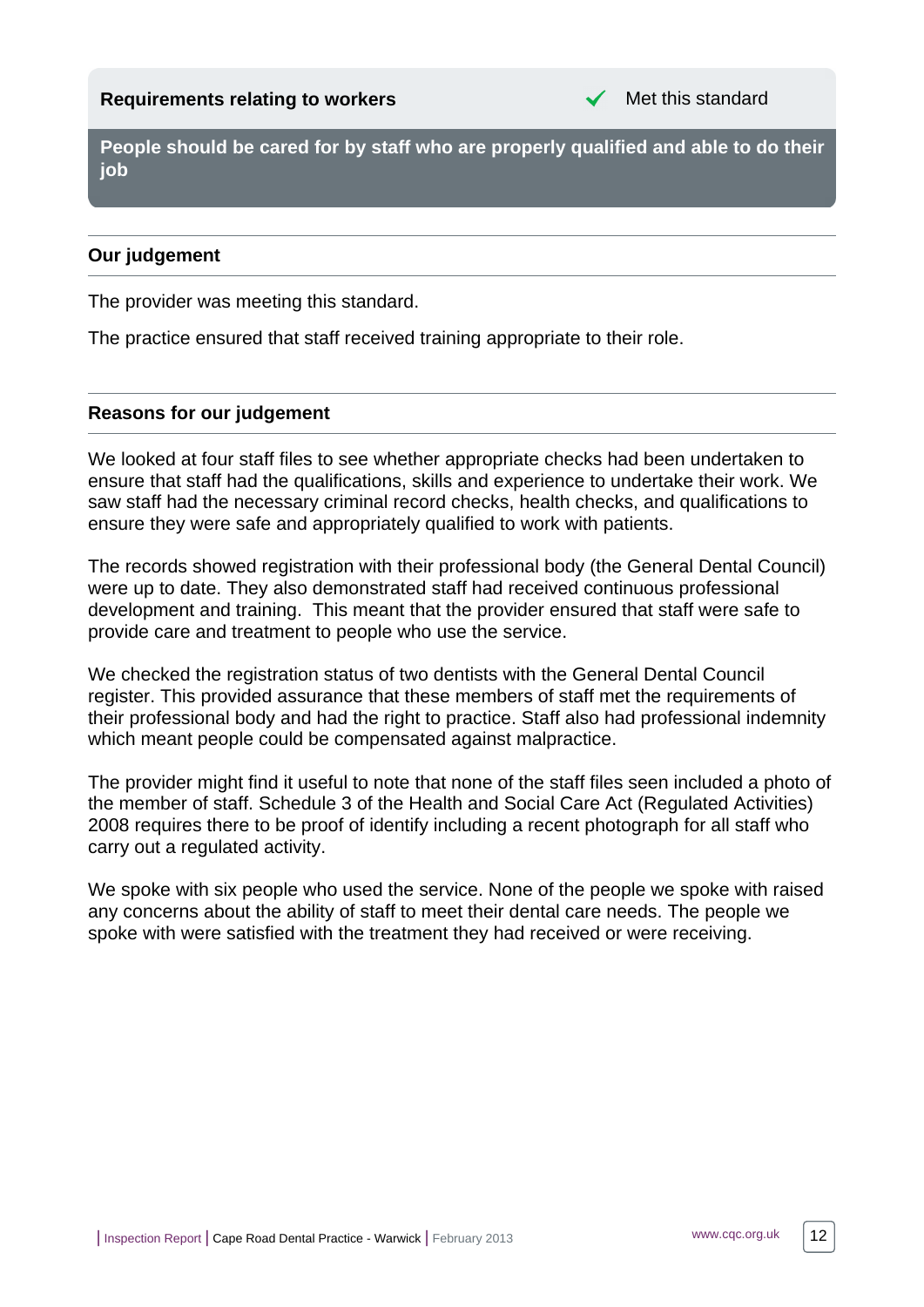**Requirements relating to workers** ✓ Met this standard

**People should be cared for by staff who are properly qualified and able to do their job**

### Our judgement

The provider was meeting this standard.

The practice ensured that staff received training appropriate to their role.

### Reasons for our judgement

We looked at four staff files to see whether appropriate checks had been undertaken to ensure that staff had the qualifications, skills and experience to undertake their work. We saw staff had the necessary criminal record checks, health checks, and qualifications to ensure they were safe and appropriately qualified to work with patients.

The records showed registration with their professional body (the General Dental Council) were up to date. They also demonstrated staff had received continuous professional development and training. This meant that the provider ensured that staff were safe to provide care and treatment to people who use the service.

We checked the registration status of two dentists with the General Dental Council register. This provided assurance that these members of staff met the requirements of their professional body and had the right to practice. Staff also had professional indemnity which meant people could be compensated against malpractice.

The provider might find it useful to note that none of the staff files seen included a photo of the member of staff. Schedule 3 of the Health and Social Care Act (Regulated Activities) 2008 requires there to be proof of identify including a recent photograph for all staff who carry out a regulated activity.

We spoke with six people who used the service. None of the people we spoke with raised any concerns about the ability of staff to meet their dental care needs. The people we spoke with were satisfied with the treatment they had received or were receiving.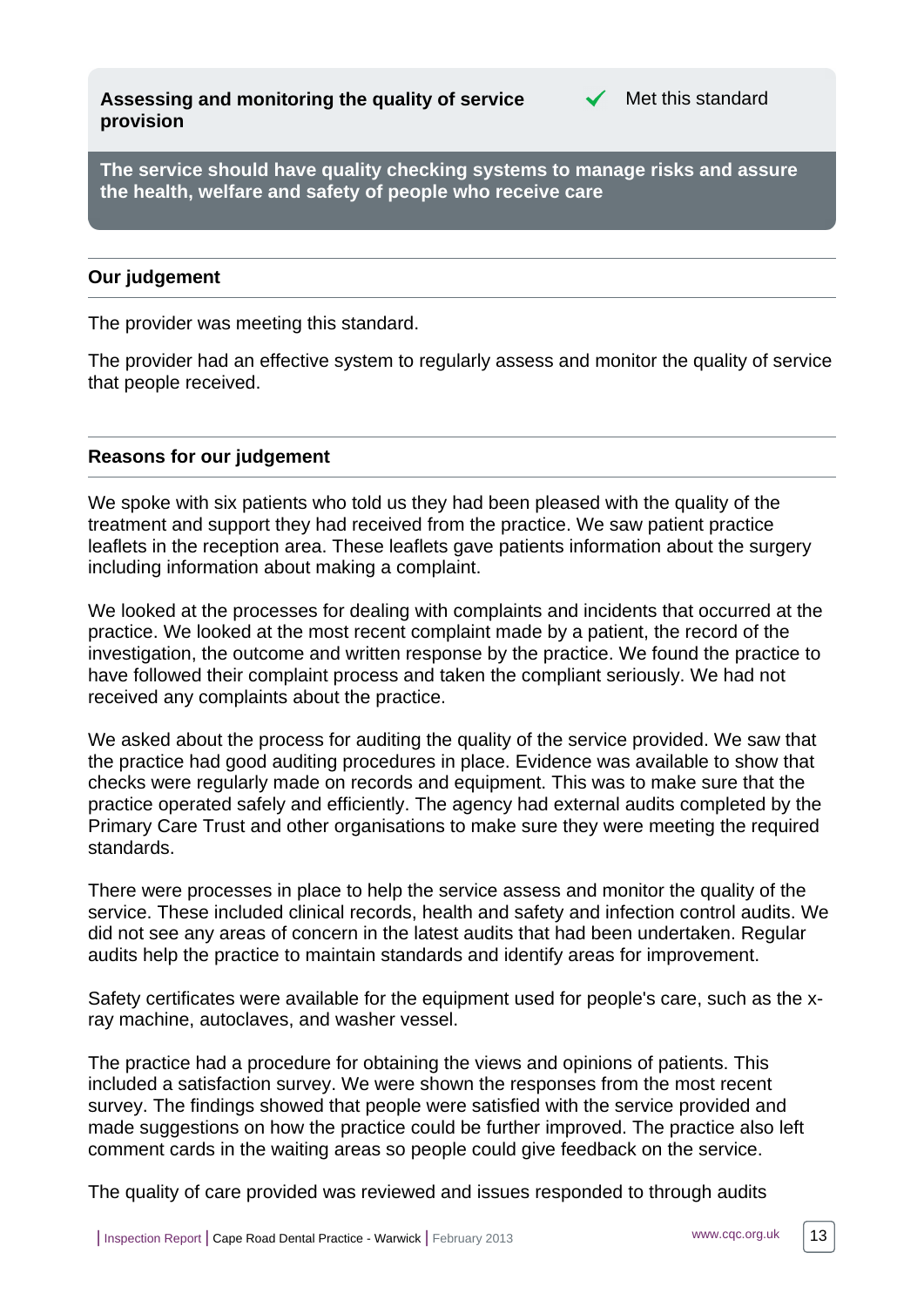## Assessing and monitoring the quality of service provision

✓ Met this standard

**The service should have quality checking systems to manage risks and assure the health, welfare and safety of people who receive care**

### Our judgement

The provider was meeting this standard.

The provider had an effective system to regularly assess and monitor the quality of service that people received.

### Reasons for our judgement

We spoke with six patients who told us they had been pleased with the quality of the treatment and support they had received from the practice. We saw patient practice leaflets in the reception area. These leaflets gave patients information about the surgery including information about making a complaint.

We looked at the processes for dealing with complaints and incidents that occurred at the practice. We looked at the most recent complaint made by a patient, the record of the investigation, the outcome and written response by the practice. We found the practice to have followed their complaint process and taken the compliant seriously. We had not received any complaints about the practice.

We asked about the process for auditing the quality of the service provided. We saw that the practice had good auditing procedures in place. Evidence was available to show that checks were regularly made on records and equipment. This was to make sure that the practice operated safely and efficiently. The agency had external audits completed by the Primary Care Trust and other organisations to make sure they were meeting the required standards.

There were processes in place to help the service assess and monitor the quality of the service. These included clinical records, health and safety and infection control audits. We did not see any areas of concern in the latest audits that had been undertaken. Regular audits help the practice to maintain standards and identify areas for improvement.

Safety certificates were available for the equipment used for people's care, such as the x-ray machine, autoclaves, and washer vessel.

The practice had a procedure for obtaining the views and opinions of patients. This included a satisfaction survey. We were shown the responses from the most recent survey. The findings showed that people were satisfied with the service provided and made suggestions on how the practice could be further improved. The practice also left comment cards in the waiting areas so people could give feedback on the service.

The quality of care provided was reviewed and issues responded to through audits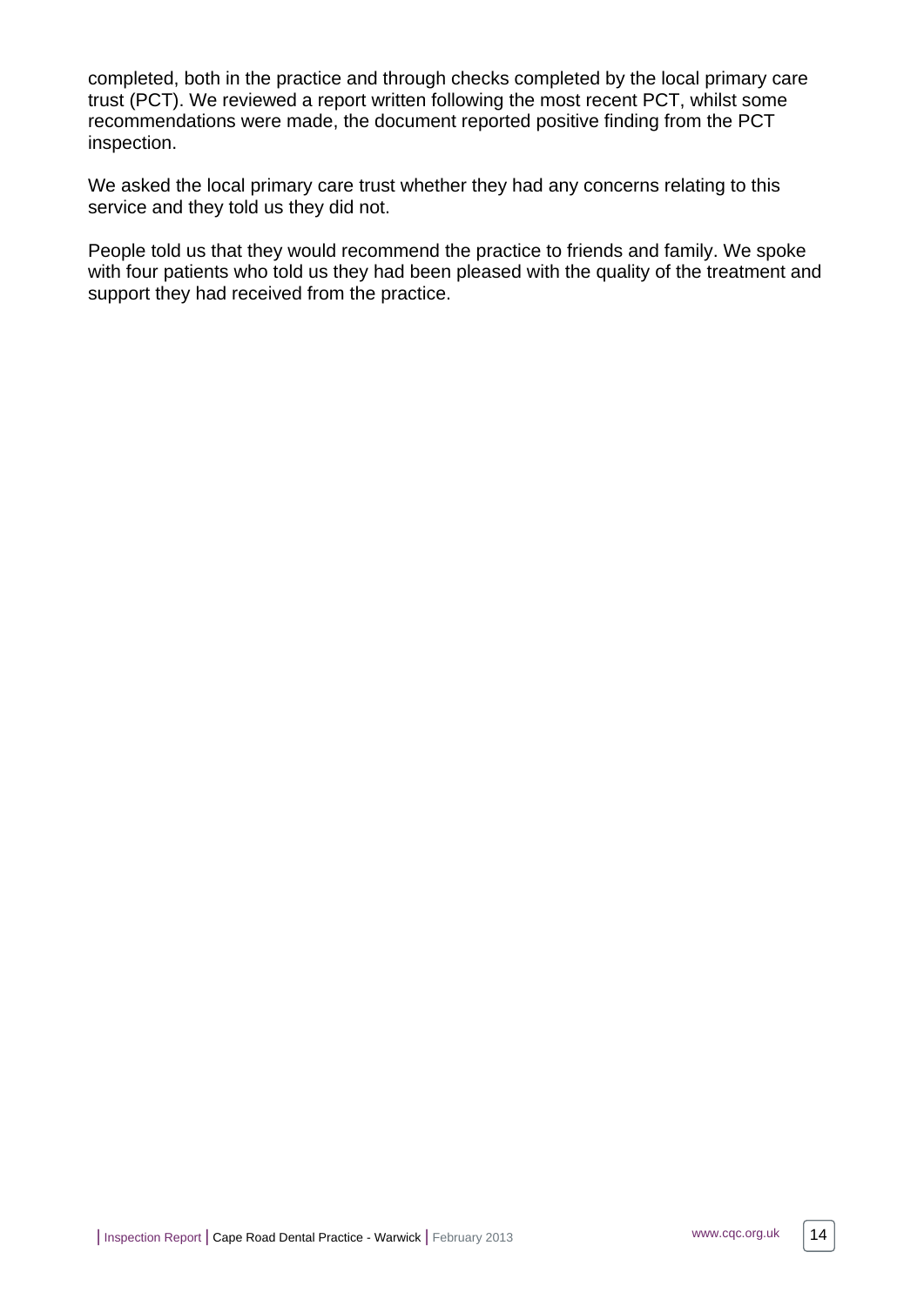completed, both in the practice and through checks completed by the local primary care trust (PCT). We reviewed a report written following the most recent PCT, whilst some recommendations were made, the document reported positive finding from the PCT inspection.

We asked the local primary care trust whether they had any concerns relating to this service and they told us they did not.

People told us that they would recommend the practice to friends and family. We spoke with four patients who told us they had been pleased with the quality of the treatment and support they had received from the practice.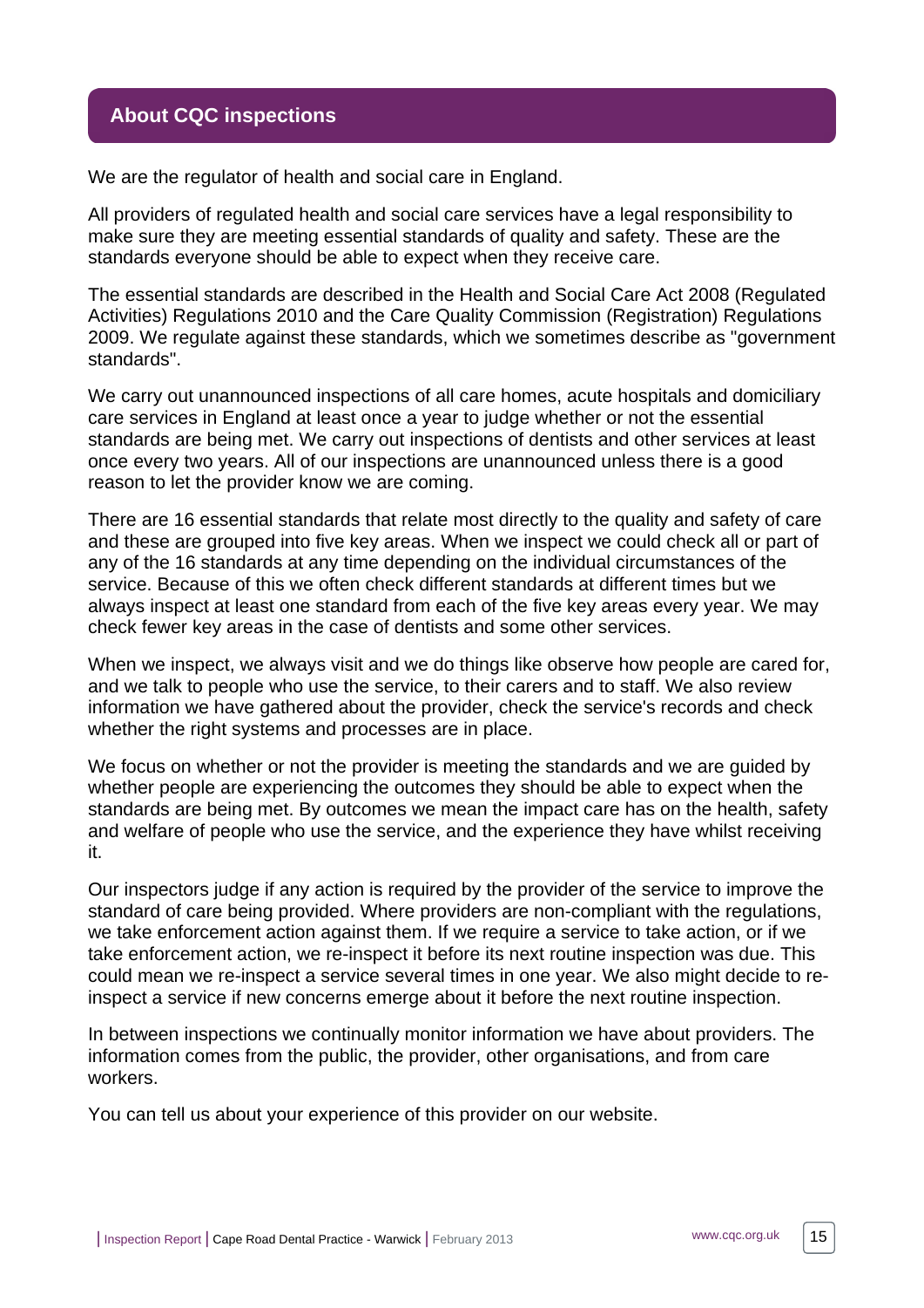## About CQC inspections

We are the regulator of health and social care in England.

All providers of regulated health and social care services have a legal responsibility to make sure they are meeting essential standards of quality and safety. These are the standards everyone should be able to expect when they receive care.

The essential standards are described in the Health and Social Care Act 2008 (Regulated Activities) Regulations 2010 and the Care Quality Commission (Registration) Regulations 2009. We regulate against these standards, which we sometimes describe as "government standards".

We carry out unannounced inspections of all care homes, acute hospitals and domiciliary care services in England at least once a year to judge whether or not the essential standards are being met. We carry out inspections of dentists and other services at least once every two years. All of our inspections are unannounced unless there is a good reason to let the provider know we are coming.

There are 16 essential standards that relate most directly to the quality and safety of care and these are grouped into five key areas. When we inspect we could check all or part of any of the 16 standards at any time depending on the individual circumstances of the service. Because of this we often check different standards at different times but we always inspect at least one standard from each of the five key areas every year. We may check fewer key areas in the case of dentists and some other services.

When we inspect, we always visit and we do things like observe how people are cared for, and we talk to people who use the service, to their carers and to staff. We also review information we have gathered about the provider, check the service's records and check whether the right systems and processes are in place.

We focus on whether or not the provider is meeting the standards and we are guided by whether people are experiencing the outcomes they should be able to expect when the standards are being met. By outcomes we mean the impact care has on the health, safety and welfare of people who use the service, and the experience they have whilst receiving it.

Our inspectors judge if any action is required by the provider of the service to improve the standard of care being provided. Where providers are non-compliant with the regulations, we take enforcement action against them. If we require a service to take action, or if we take enforcement action, we re-inspect it before its next routine inspection was due. This could mean we re-inspect a service several times in one year. We also might decide to re-inspect a service if new concerns emerge about it before the next routine inspection.

In between inspections we continually monitor information we have about providers. The information comes from the public, the provider, other organisations, and from care workers.

You can tell us about your experience of this provider on our website.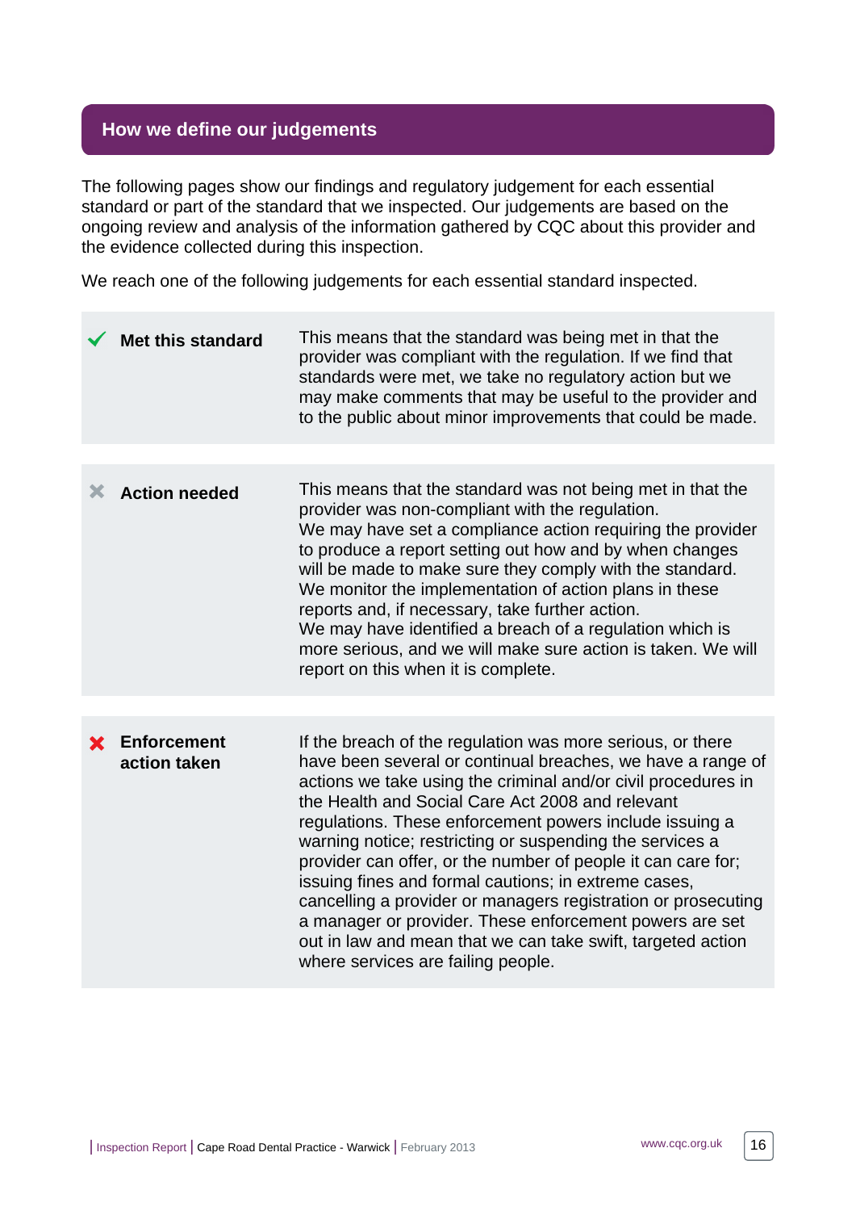## How we define our judgements

The following pages show our findings and regulatory judgement for each essential standard or part of the standard that we inspected. Our judgements are based on the ongoing review and analysis of the information gathered by CQC about this provider and the evidence collected during this inspection.

We reach one of the following judgements for each essential standard inspected.

| Judgement | Definition |
| --- | --- |
| ✔ **Met this standard** | This means that the standard was being met in that the provider was compliant with the regulation. If we find that standards were met, we take no regulatory action but we may make comments that may be useful to the provider and to the public about minor improvements that could be made. |
| ✖ **Action needed** | This means that the standard was not being met in that the provider was non-compliant with the regulation. We may have set a compliance action requiring the provider to produce a report setting out how and by when changes will be made to make sure they comply with the standard. We monitor the implementation of action plans in these reports and, if necessary, take further action. We may have identified a breach of a regulation which is more serious, and we will make sure action is taken. We will report on this when it is complete. |
| ✖ **Enforcement action taken** | If the breach of the regulation was more serious, or there have been several or continual breaches, we have a range of actions we take using the criminal and/or civil procedures in the Health and Social Care Act 2008 and relevant regulations. These enforcement powers include issuing a warning notice; restricting or suspending the services a provider can offer, or the number of people it can care for; issuing fines and formal cautions; in extreme cases, cancelling a provider or managers registration or prosecuting a manager or provider. These enforcement powers are set out in law and mean that we can take swift, targeted action where services are failing people. |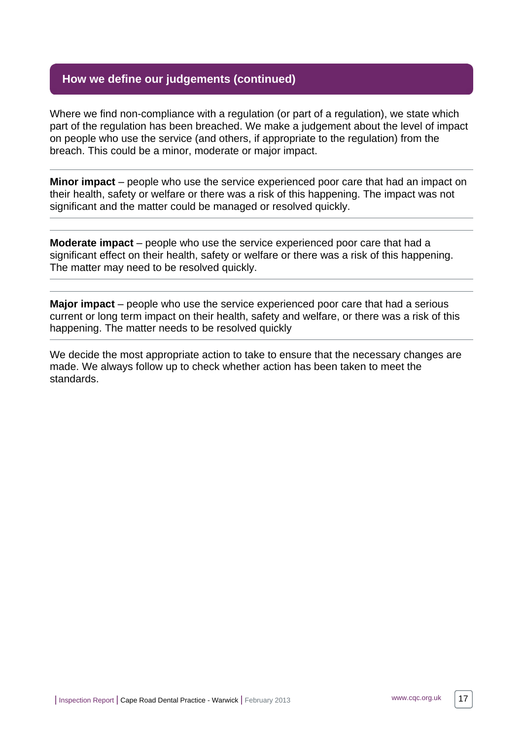## How we define our judgements (continued)

Where we find non-compliance with a regulation (or part of a regulation), we state which part of the regulation has been breached. We make a judgement about the level of impact on people who use the service (and others, if appropriate to the regulation) from the breach. This could be a minor, moderate or major impact.

**Minor impact** – people who use the service experienced poor care that had an impact on their health, safety or welfare or there was a risk of this happening. The impact was not significant and the matter could be managed or resolved quickly.

**Moderate impact** – people who use the service experienced poor care that had a significant effect on their health, safety or welfare or there was a risk of this happening. The matter may need to be resolved quickly.

**Major impact** – people who use the service experienced poor care that had a serious current or long term impact on their health, safety and welfare, or there was a risk of this happening. The matter needs to be resolved quickly

We decide the most appropriate action to take to ensure that the necessary changes are made. We always follow up to check whether action has been taken to meet the standards.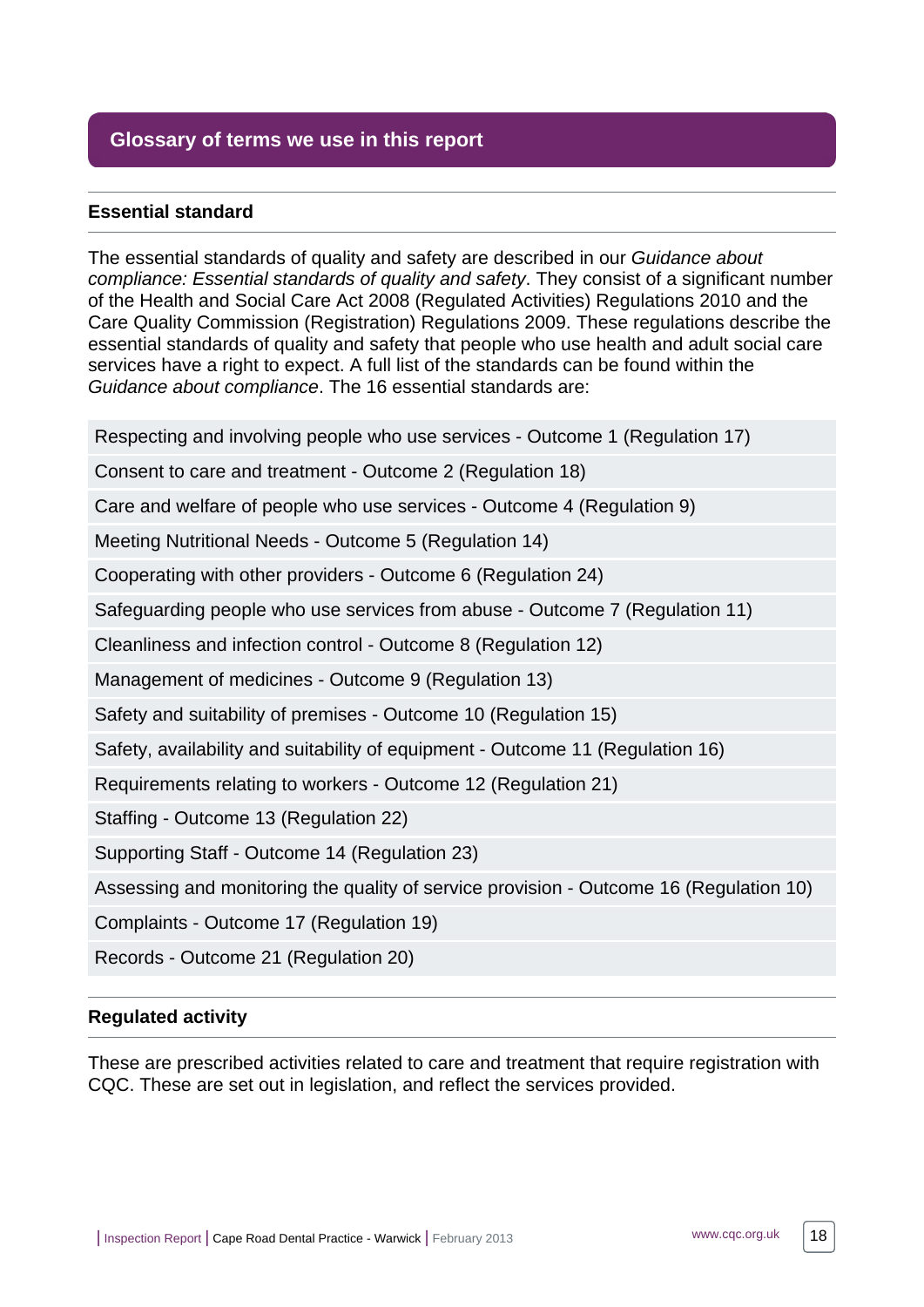## Glossary of terms we use in this report

### Essential standard

The essential standards of quality and safety are described in our *Guidance about compliance: Essential standards of quality and safety*. They consist of a significant number of the Health and Social Care Act 2008 (Regulated Activities) Regulations 2010 and the Care Quality Commission (Registration) Regulations 2009. These regulations describe the essential standards of quality and safety that people who use health and adult social care services have a right to expect. A full list of the standards can be found within the *Guidance about compliance*. The 16 essential standards are:

- Respecting and involving people who use services - Outcome 1 (Regulation 17)
- Consent to care and treatment - Outcome 2 (Regulation 18)
- Care and welfare of people who use services - Outcome 4 (Regulation 9)
- Meeting Nutritional Needs - Outcome 5 (Regulation 14)
- Cooperating with other providers - Outcome 6 (Regulation 24)
- Safeguarding people who use services from abuse - Outcome 7 (Regulation 11)
- Cleanliness and infection control - Outcome 8 (Regulation 12)
- Management of medicines - Outcome 9 (Regulation 13)
- Safety and suitability of premises - Outcome 10 (Regulation 15)
- Safety, availability and suitability of equipment - Outcome 11 (Regulation 16)
- Requirements relating to workers - Outcome 12 (Regulation 21)
- Staffing - Outcome 13 (Regulation 22)
- Supporting Staff - Outcome 14 (Regulation 23)
- Assessing and monitoring the quality of service provision - Outcome 16 (Regulation 10)
- Complaints - Outcome 17 (Regulation 19)
- Records - Outcome 21 (Regulation 20)

### Regulated activity

These are prescribed activities related to care and treatment that require registration with CQC. These are set out in legislation, and reflect the services provided.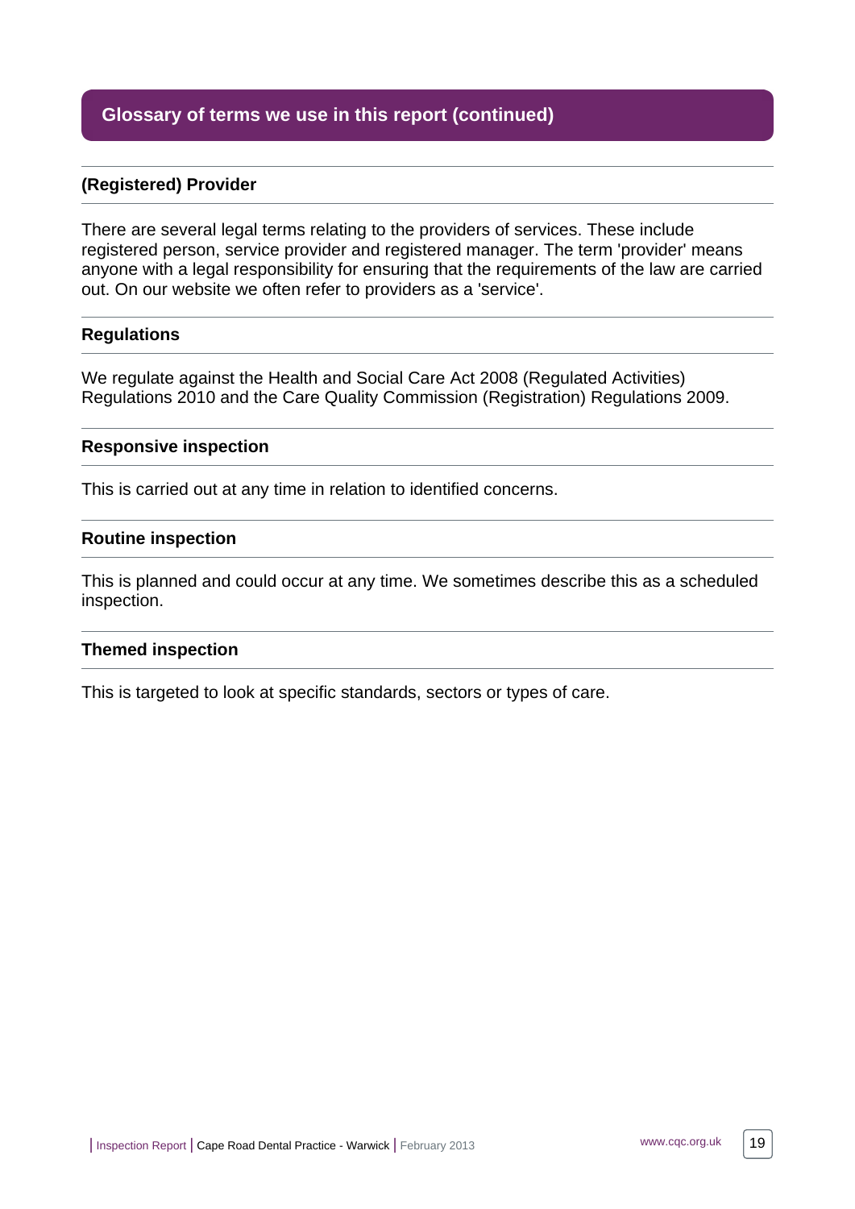## Glossary of terms we use in this report (continued)

### (Registered) Provider

There are several legal terms relating to the providers of services. These include registered person, service provider and registered manager. The term 'provider' means anyone with a legal responsibility for ensuring that the requirements of the law are carried out. On our website we often refer to providers as a 'service'.

### Regulations

We regulate against the Health and Social Care Act 2008 (Regulated Activities) Regulations 2010 and the Care Quality Commission (Registration) Regulations 2009.

### Responsive inspection

This is carried out at any time in relation to identified concerns.

### Routine inspection

This is planned and could occur at any time. We sometimes describe this as a scheduled inspection.

### Themed inspection

This is targeted to look at specific standards, sectors or types of care.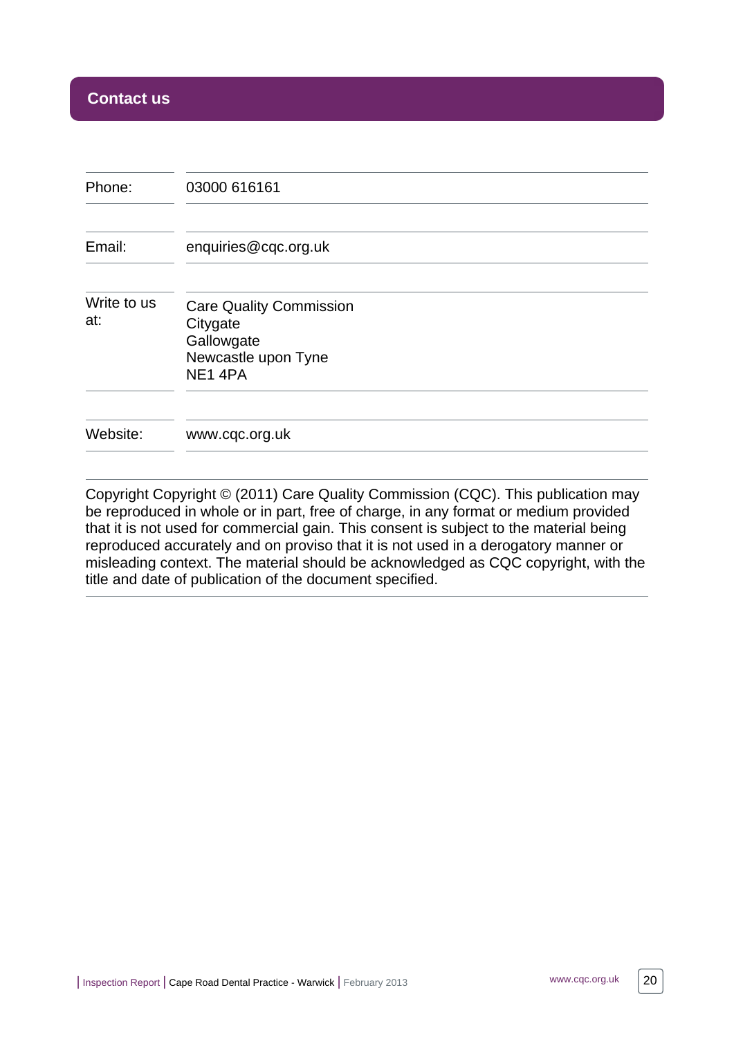## Contact us

| | |
|---|---|
| Phone: | 03000 616161 |
| Email: | enquiries@cqc.org.uk |
| Write to us at: | Care Quality Commission<br>Citygate<br>Gallowgate<br>Newcastle upon Tyne<br>NE1 4PA |
| Website: | www.cqc.org.uk |

Copyright Copyright © (2011) Care Quality Commission (CQC). This publication may be reproduced in whole or in part, free of charge, in any format or medium provided that it is not used for commercial gain. This consent is subject to the material being reproduced accurately and on proviso that it is not used in a derogatory manner or misleading context. The material should be acknowledged as CQC copyright, with the title and date of publication of the document specified.